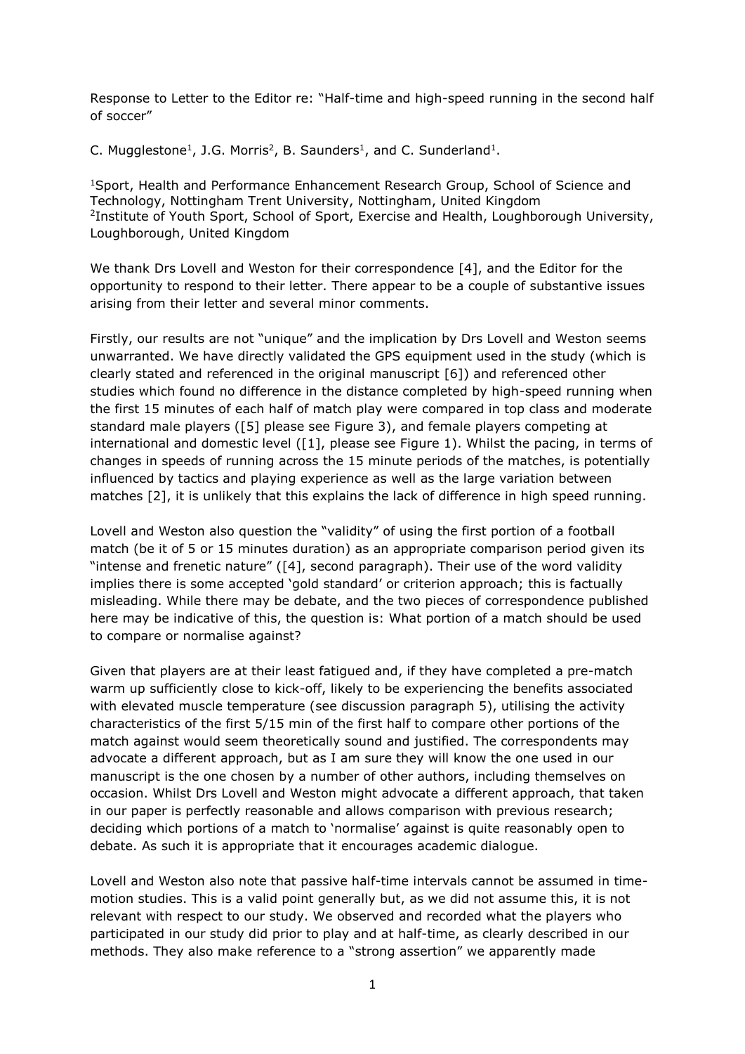Response to Letter to the Editor re: "Half-time and high-speed running in the second half of soccer"

C. Mugglestone[1], J.G. Morris[2], B. Saunders[1], and C. Sunderland[1].

[1]Sport, Health and Performance Enhancement Research Group, School of Science and Technology, Nottingham Trent University, Nottingham, United Kingdom
[2]Institute of Youth Sport, School of Sport, Exercise and Health, Loughborough University, Loughborough, United Kingdom

We thank Drs Lovell and Weston for their correspondence [4], and the Editor for the opportunity to respond to their letter. There appear to be a couple of substantive issues arising from their letter and several minor comments.

Firstly, our results are not "unique" and the implication by Drs Lovell and Weston seems unwarranted. We have directly validated the GPS equipment used in the study (which is clearly stated and referenced in the original manuscript [6]) and referenced other studies which found no difference in the distance completed by high-speed running when the first 15 minutes of each half of match play were compared in top class and moderate standard male players ([5] please see Figure 3), and female players competing at international and domestic level ([1], please see Figure 1). Whilst the pacing, in terms of changes in speeds of running across the 15 minute periods of the matches, is potentially influenced by tactics and playing experience as well as the large variation between matches [2], it is unlikely that this explains the lack of difference in high speed running.

Lovell and Weston also question the "validity" of using the first portion of a football match (be it of 5 or 15 minutes duration) as an appropriate comparison period given its "intense and frenetic nature" ([4], second paragraph). Their use of the word validity implies there is some accepted 'gold standard' or criterion approach; this is factually misleading. While there may be debate, and the two pieces of correspondence published here may be indicative of this, the question is: What portion of a match should be used to compare or normalise against?

Given that players are at their least fatigued and, if they have completed a pre-match warm up sufficiently close to kick-off, likely to be experiencing the benefits associated with elevated muscle temperature (see discussion paragraph 5), utilising the activity characteristics of the first 5/15 min of the first half to compare other portions of the match against would seem theoretically sound and justified. The correspondents may advocate a different approach, but as I am sure they will know the one used in our manuscript is the one chosen by a number of other authors, including themselves on occasion. Whilst Drs Lovell and Weston might advocate a different approach, that taken in our paper is perfectly reasonable and allows comparison with previous research; deciding which portions of a match to 'normalise' against is quite reasonably open to debate. As such it is appropriate that it encourages academic dialogue.

Lovell and Weston also note that passive half-time intervals cannot be assumed in time-motion studies. This is a valid point generally but, as we did not assume this, it is not relevant with respect to our study. We observed and recorded what the players who participated in our study did prior to play and at half-time, as clearly described in our methods. They also make reference to a "strong assertion" we apparently made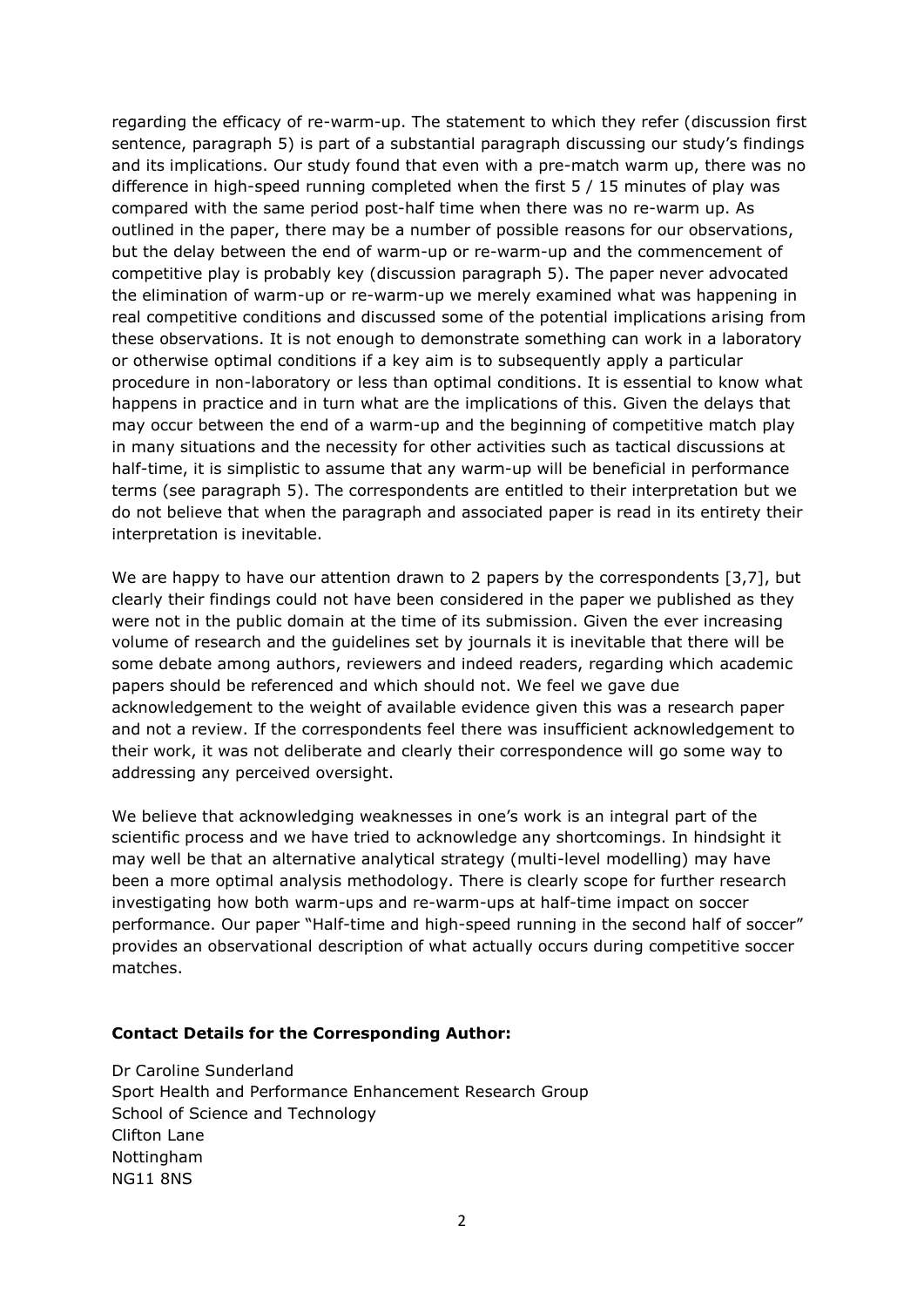regarding the efficacy of re-warm-up. The statement to which they refer (discussion first sentence, paragraph 5) is part of a substantial paragraph discussing our study's findings and its implications. Our study found that even with a pre-match warm up, there was no difference in high-speed running completed when the first 5 / 15 minutes of play was compared with the same period post-half time when there was no re-warm up. As outlined in the paper, there may be a number of possible reasons for our observations, but the delay between the end of warm-up or re-warm-up and the commencement of competitive play is probably key (discussion paragraph 5). The paper never advocated the elimination of warm-up or re-warm-up we merely examined what was happening in real competitive conditions and discussed some of the potential implications arising from these observations. It is not enough to demonstrate something can work in a laboratory or otherwise optimal conditions if a key aim is to subsequently apply a particular procedure in non-laboratory or less than optimal conditions. It is essential to know what happens in practice and in turn what are the implications of this. Given the delays that may occur between the end of a warm-up and the beginning of competitive match play in many situations and the necessity for other activities such as tactical discussions at half-time, it is simplistic to assume that any warm-up will be beneficial in performance terms (see paragraph 5). The correspondents are entitled to their interpretation but we do not believe that when the paragraph and associated paper is read in its entirety their interpretation is inevitable.

We are happy to have our attention drawn to 2 papers by the correspondents [3,7], but clearly their findings could not have been considered in the paper we published as they were not in the public domain at the time of its submission. Given the ever increasing volume of research and the guidelines set by journals it is inevitable that there will be some debate among authors, reviewers and indeed readers, regarding which academic papers should be referenced and which should not. We feel we gave due acknowledgement to the weight of available evidence given this was a research paper and not a review. If the correspondents feel there was insufficient acknowledgement to their work, it was not deliberate and clearly their correspondence will go some way to addressing any perceived oversight.

We believe that acknowledging weaknesses in one's work is an integral part of the scientific process and we have tried to acknowledge any shortcomings. In hindsight it may well be that an alternative analytical strategy (multi-level modelling) may have been a more optimal analysis methodology. There is clearly scope for further research investigating how both warm-ups and re-warm-ups at half-time impact on soccer performance. Our paper "Half-time and high-speed running in the second half of soccer" provides an observational description of what actually occurs during competitive soccer matches.

**Contact Details for the Corresponding Author:**

Dr Caroline Sunderland
Sport Health and Performance Enhancement Research Group
School of Science and Technology
Clifton Lane
Nottingham
NG11 8NS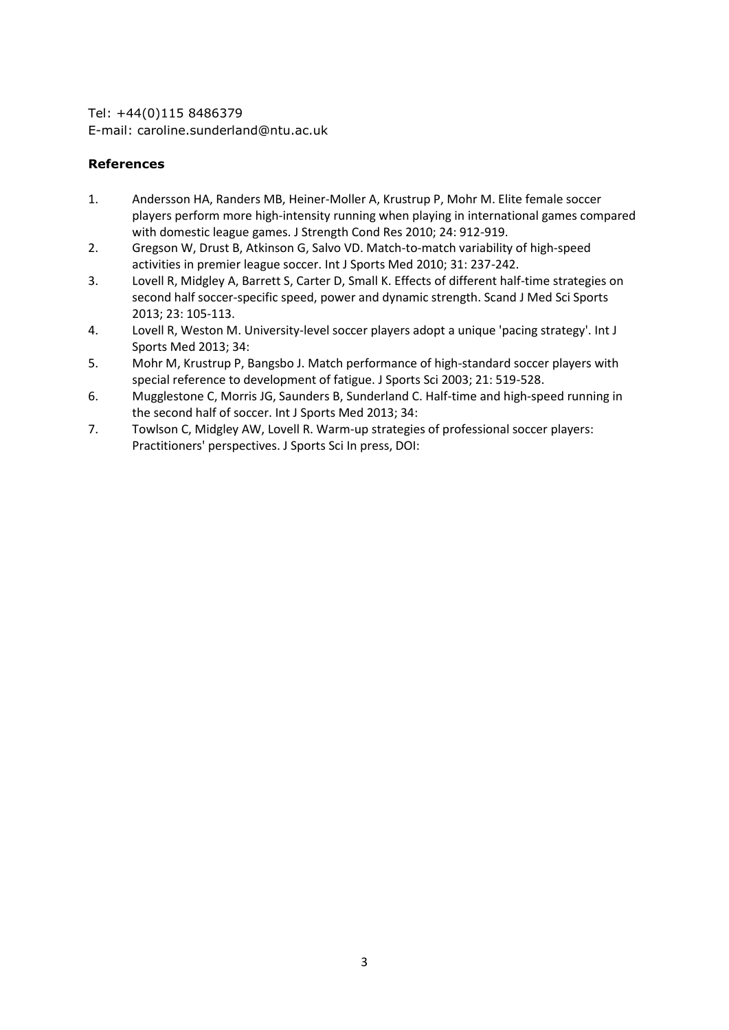Tel: +44(0)115 8486379
E-mail: caroline.sunderland@ntu.ac.uk

**References**

1. Andersson HA, Randers MB, Heiner-Moller A, Krustrup P, Mohr M. Elite female soccer players perform more high-intensity running when playing in international games compared with domestic league games. J Strength Cond Res 2010; 24: 912-919.
2. Gregson W, Drust B, Atkinson G, Salvo VD. Match-to-match variability of high-speed activities in premier league soccer. Int J Sports Med 2010; 31: 237-242.
3. Lovell R, Midgley A, Barrett S, Carter D, Small K. Effects of different half-time strategies on second half soccer-specific speed, power and dynamic strength. Scand J Med Sci Sports 2013; 23: 105-113.
4. Lovell R, Weston M. University-level soccer players adopt a unique 'pacing strategy'. Int J Sports Med 2013; 34:
5. Mohr M, Krustrup P, Bangsbo J. Match performance of high-standard soccer players with special reference to development of fatigue. J Sports Sci 2003; 21: 519-528.
6. Mugglestone C, Morris JG, Saunders B, Sunderland C. Half-time and high-speed running in the second half of soccer. Int J Sports Med 2013; 34:
7. Towlson C, Midgley AW, Lovell R. Warm-up strategies of professional soccer players: Practitioners' perspectives. J Sports Sci In press, DOI: